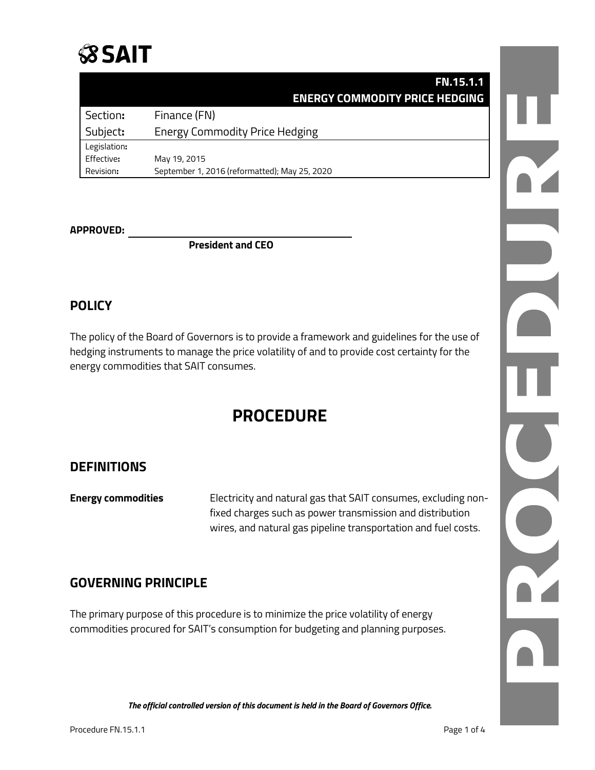**SAIT**

| FN.15.1.1 ENERGY COMMODITY PRICE HEDGING | |
|---|---|
| Section: | Finance (FN) |
| Subject: | Energy Commodity Price Hedging |
| Legislation: | |
| Effective: | May 19, 2015 |
| Revision: | September 1, 2016 (reformatted); May 25, 2020 |

**APPROVED:** ______________________________

**President and CEO**

## POLICY

The policy of the Board of Governors is to provide a framework and guidelines for the use of hedging instruments to manage the price volatility of and to provide cost certainty for the energy commodities that SAIT consumes.

# PROCEDURE

## DEFINITIONS

| | |
|---|---|
| **Energy commodities** | Electricity and natural gas that SAIT consumes, excluding non-fixed charges such as power transmission and distribution wires, and natural gas pipeline transportation and fuel costs. |

## GOVERNING PRINCIPLE

The primary purpose of this procedure is to minimize the price volatility of energy commodities procured for SAIT's consumption for budgeting and planning purposes.

*The official controlled version of this document is held in the Board of Governors Office.*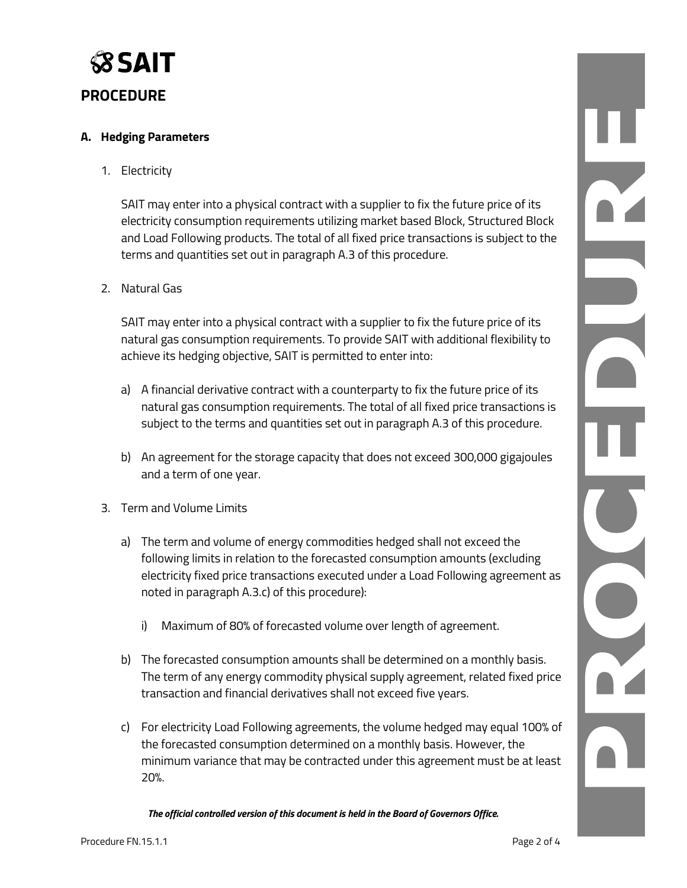## PROCEDURE

### A. Hedging Parameters

1. Electricity

   SAIT may enter into a physical contract with a supplier to fix the future price of its electricity consumption requirements utilizing market based Block, Structured Block and Load Following products. The total of all fixed price transactions is subject to the terms and quantities set out in paragraph A.3 of this procedure.

2. Natural Gas

   SAIT may enter into a physical contract with a supplier to fix the future price of its natural gas consumption requirements. To provide SAIT with additional flexibility to achieve its hedging objective, SAIT is permitted to enter into:

   a) A financial derivative contract with a counterparty to fix the future price of its natural gas consumption requirements. The total of all fixed price transactions is subject to the terms and quantities set out in paragraph A.3 of this procedure.

   b) An agreement for the storage capacity that does not exceed 300,000 gigajoules and a term of one year.

3. Term and Volume Limits

   a) The term and volume of energy commodities hedged shall not exceed the following limits in relation to the forecasted consumption amounts (excluding electricity fixed price transactions executed under a Load Following agreement as noted in paragraph A.3.c) of this procedure):

      i) Maximum of 80% of forecasted volume over length of agreement.

   b) The forecasted consumption amounts shall be determined on a monthly basis. The term of any energy commodity physical supply agreement, related fixed price transaction and financial derivatives shall not exceed five years.

   c) For electricity Load Following agreements, the volume hedged may equal 100% of the forecasted consumption determined on a monthly basis. However, the minimum variance that may be contracted under this agreement must be at least 20%.

*The official controlled version of this document is held in the Board of Governors Office.*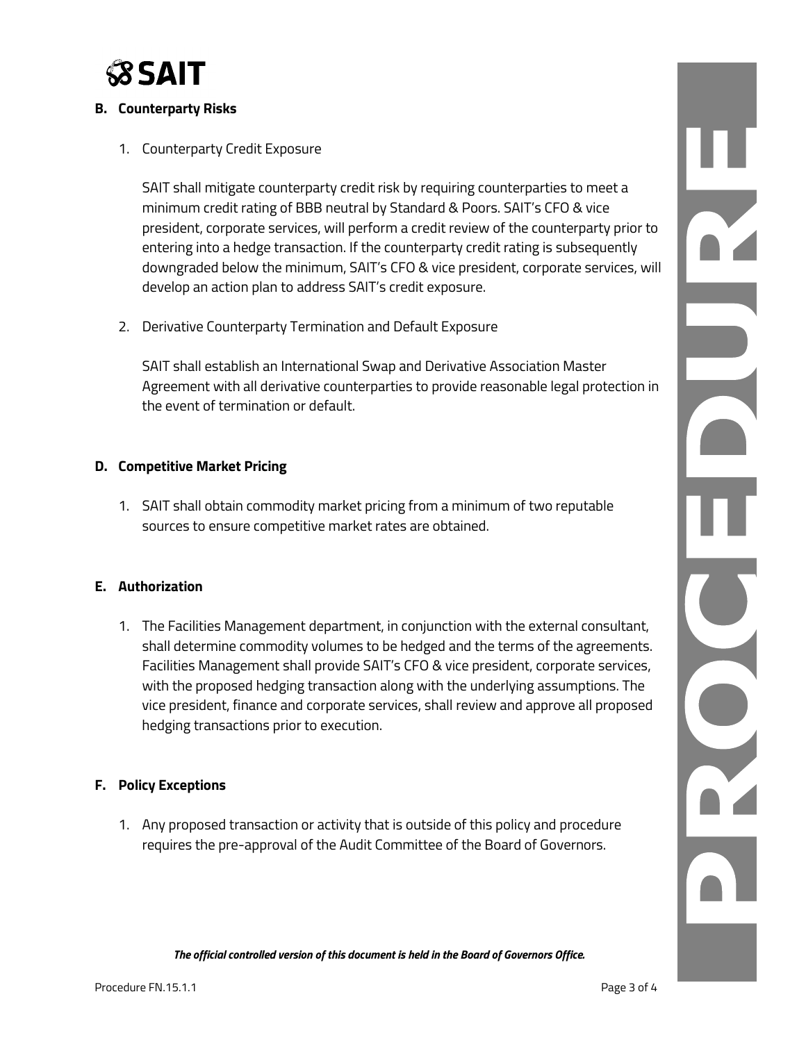## B. Counterparty Risks

1. Counterparty Credit Exposure

   SAIT shall mitigate counterparty credit risk by requiring counterparties to meet a minimum credit rating of BBB neutral by Standard & Poors. SAIT's CFO & vice president, corporate services, will perform a credit review of the counterparty prior to entering into a hedge transaction. If the counterparty credit rating is subsequently downgraded below the minimum, SAIT's CFO & vice president, corporate services, will develop an action plan to address SAIT's credit exposure.

2. Derivative Counterparty Termination and Default Exposure

   SAIT shall establish an International Swap and Derivative Association Master Agreement with all derivative counterparties to provide reasonable legal protection in the event of termination or default.

## D. Competitive Market Pricing

1. SAIT shall obtain commodity market pricing from a minimum of two reputable sources to ensure competitive market rates are obtained.

## E. Authorization

1. The Facilities Management department, in conjunction with the external consultant, shall determine commodity volumes to be hedged and the terms of the agreements. Facilities Management shall provide SAIT's CFO & vice president, corporate services, with the proposed hedging transaction along with the underlying assumptions. The vice president, finance and corporate services, shall review and approve all proposed hedging transactions prior to execution.

## F. Policy Exceptions

1. Any proposed transaction or activity that is outside of this policy and procedure requires the pre-approval of the Audit Committee of the Board of Governors.

***The official controlled version of this document is held in the Board of Governors Office.***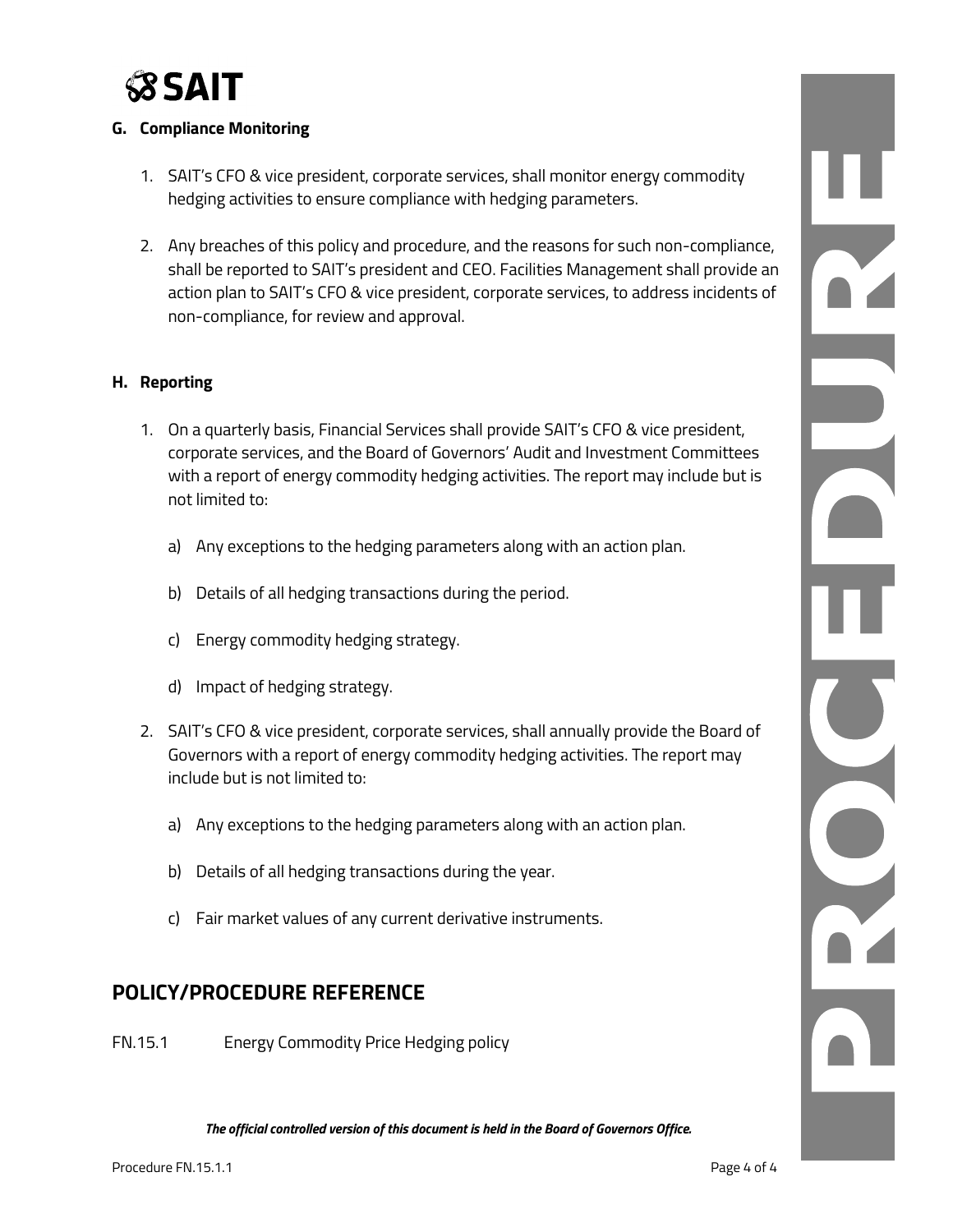### G. Compliance Monitoring

1. SAIT's CFO & vice president, corporate services, shall monitor energy commodity hedging activities to ensure compliance with hedging parameters.

2. Any breaches of this policy and procedure, and the reasons for such non-compliance, shall be reported to SAIT's president and CEO. Facilities Management shall provide an action plan to SAIT's CFO & vice president, corporate services, to address incidents of non-compliance, for review and approval.

### H. Reporting

1. On a quarterly basis, Financial Services shall provide SAIT's CFO & vice president, corporate services, and the Board of Governors' Audit and Investment Committees with a report of energy commodity hedging activities. The report may include but is not limited to:

   a) Any exceptions to the hedging parameters along with an action plan.

   b) Details of all hedging transactions during the period.

   c) Energy commodity hedging strategy.

   d) Impact of hedging strategy.

2. SAIT's CFO & vice president, corporate services, shall annually provide the Board of Governors with a report of energy commodity hedging activities. The report may include but is not limited to:

   a) Any exceptions to the hedging parameters along with an action plan.

   b) Details of all hedging transactions during the year.

   c) Fair market values of any current derivative instruments.

## POLICY/PROCEDURE REFERENCE

FN.15.1 Energy Commodity Price Hedging policy

***The official controlled version of this document is held in the Board of Governors Office.***